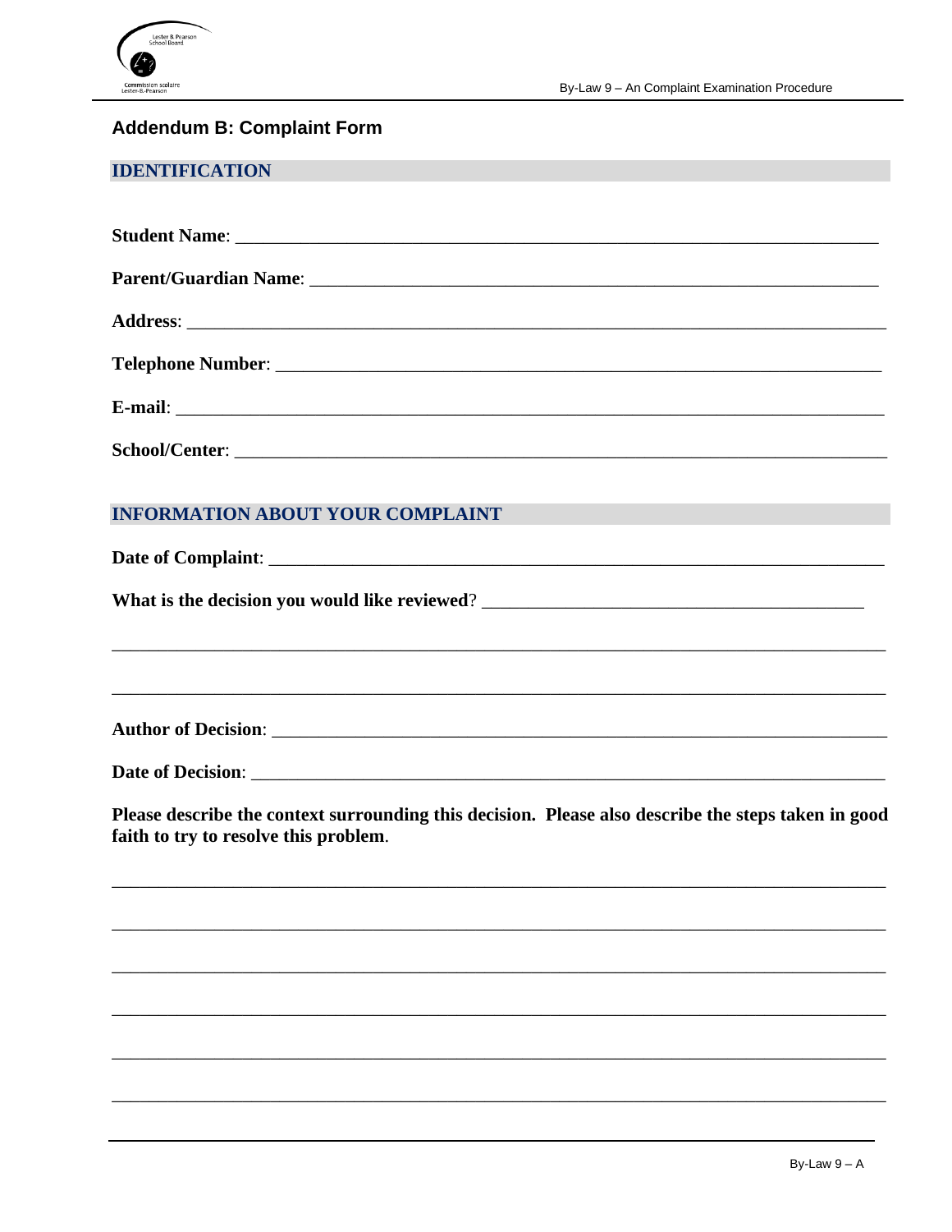## Addendum B: Complaint Form

### IDENTIFICATION

**Student Name**: ___________________________________________________________________________

**Parent/Guardian Name**: ________________________________________________________________

**Address**: ______________________________________________________________________________

**Telephone Number**: ____________________________________________________________________

**E-mail**: _______________________________________________________________________________

**School/Center**: _________________________________________________________________________

### INFORMATION ABOUT YOUR COMPLAINT

**Date of Complaint**: ______________________________________________________________________

**What is the decision you would like reviewed**? __________________________________________

_____________________________________________________________________________________

_____________________________________________________________________________________

**Author of Decision**: ______________________________________________________________________

**Date of Decision**: ________________________________________________________________________

**Please describe the context surrounding this decision. Please also describe the steps taken in good faith to try to resolve this problem**.

_____________________________________________________________________________________

_____________________________________________________________________________________

_____________________________________________________________________________________

_____________________________________________________________________________________

_____________________________________________________________________________________

_____________________________________________________________________________________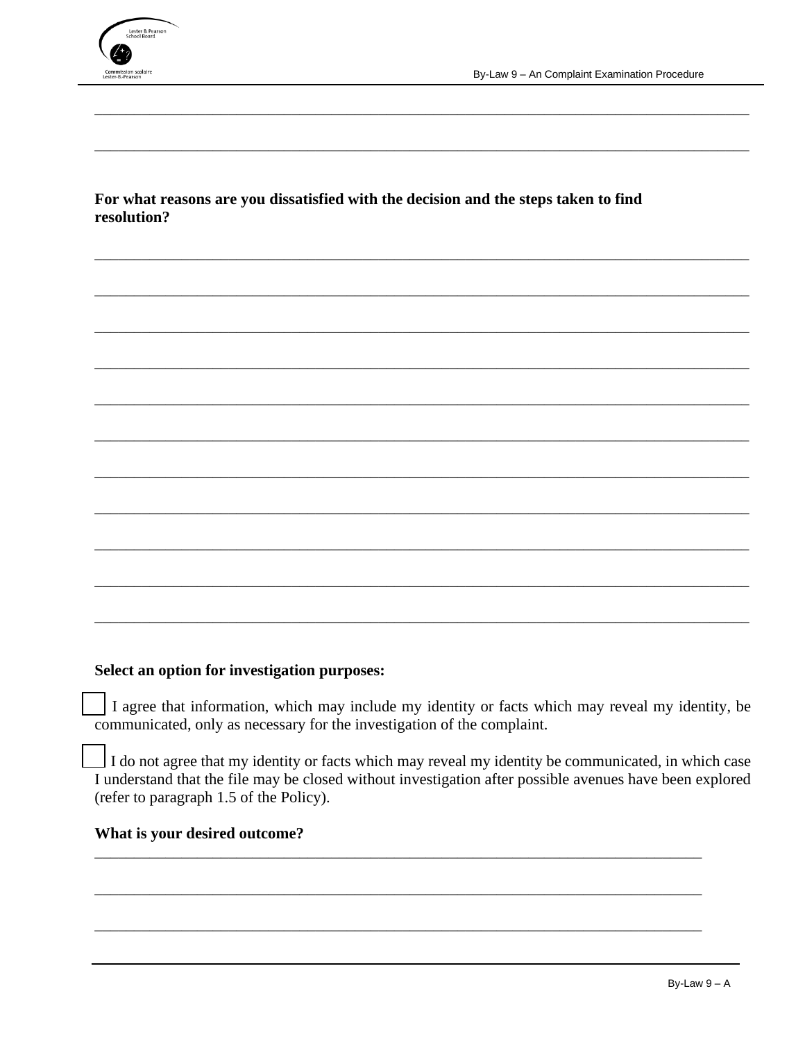______________________________________________________________________________

______________________________________________________________________________

**For what reasons are you dissatisfied with the decision and the steps taken to find resolution?**

______________________________________________________________________________

______________________________________________________________________________

______________________________________________________________________________

______________________________________________________________________________

______________________________________________________________________________

______________________________________________________________________________

______________________________________________________________________________

______________________________________________________________________________

______________________________________________________________________________

______________________________________________________________________________

______________________________________________________________________________

**Select an option for investigation purposes:**

☐ I agree that information, which may include my identity or facts which may reveal my identity, be communicated, only as necessary for the investigation of the complaint.

☐ I do not agree that my identity or facts which may reveal my identity be communicated, in which case I understand that the file may be closed without investigation after possible avenues have been explored (refer to paragraph 1.5 of the Policy).

**What is your desired outcome?**

______________________________________________________________________________

______________________________________________________________________________

______________________________________________________________________________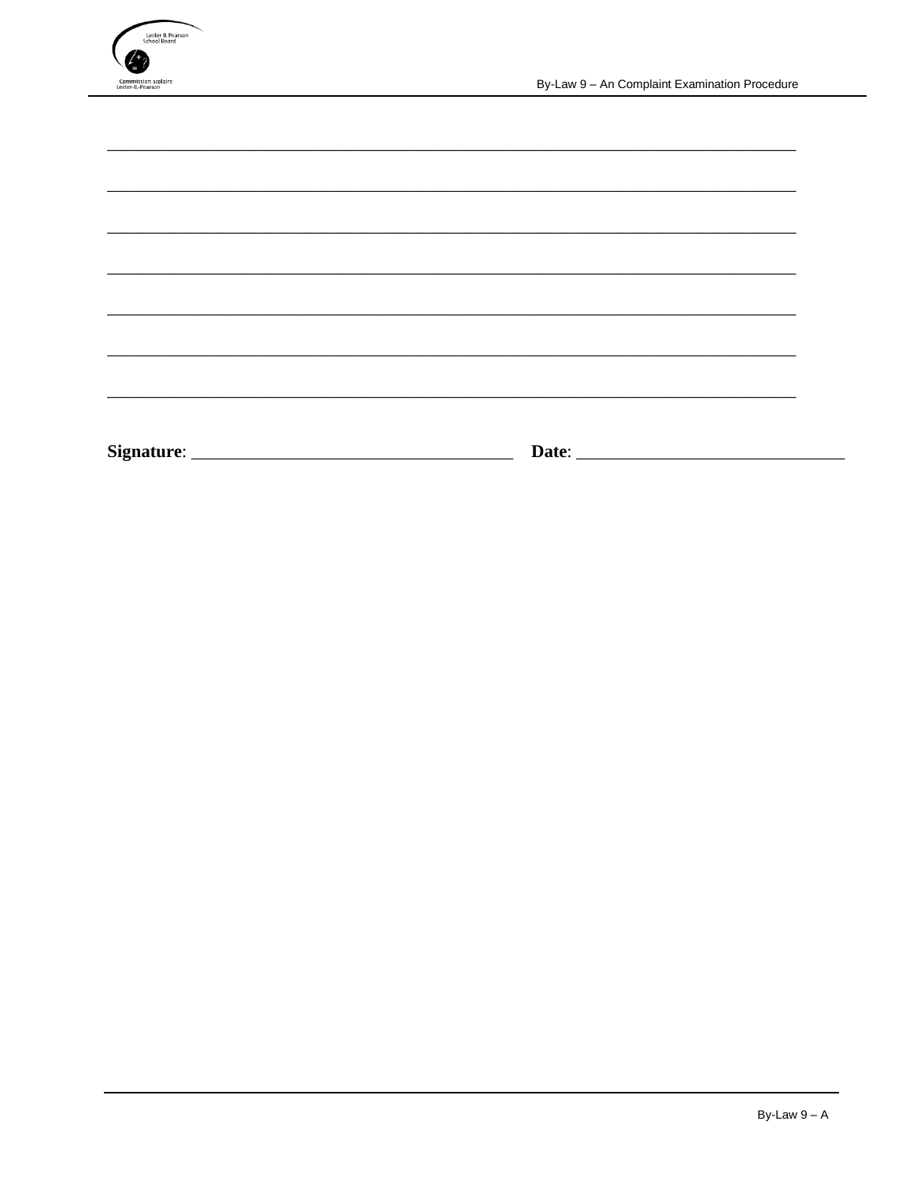\_\_\_\_\_\_\_\_\_\_\_\_\_\_\_\_\_\_\_\_\_\_\_\_\_\_\_\_\_\_\_\_\_\_\_\_\_\_\_\_\_\_\_\_\_\_\_\_\_\_\_\_\_\_\_\_\_\_\_\_\_\_\_\_\_\_\_\_\_\_\_\_\_\_\_\_\_\_

\_\_\_\_\_\_\_\_\_\_\_\_\_\_\_\_\_\_\_\_\_\_\_\_\_\_\_\_\_\_\_\_\_\_\_\_\_\_\_\_\_\_\_\_\_\_\_\_\_\_\_\_\_\_\_\_\_\_\_\_\_\_\_\_\_\_\_\_\_\_\_\_\_\_\_\_\_\_

\_\_\_\_\_\_\_\_\_\_\_\_\_\_\_\_\_\_\_\_\_\_\_\_\_\_\_\_\_\_\_\_\_\_\_\_\_\_\_\_\_\_\_\_\_\_\_\_\_\_\_\_\_\_\_\_\_\_\_\_\_\_\_\_\_\_\_\_\_\_\_\_\_\_\_\_\_\_

\_\_\_\_\_\_\_\_\_\_\_\_\_\_\_\_\_\_\_\_\_\_\_\_\_\_\_\_\_\_\_\_\_\_\_\_\_\_\_\_\_\_\_\_\_\_\_\_\_\_\_\_\_\_\_\_\_\_\_\_\_\_\_\_\_\_\_\_\_\_\_\_\_\_\_\_\_\_

\_\_\_\_\_\_\_\_\_\_\_\_\_\_\_\_\_\_\_\_\_\_\_\_\_\_\_\_\_\_\_\_\_\_\_\_\_\_\_\_\_\_\_\_\_\_\_\_\_\_\_\_\_\_\_\_\_\_\_\_\_\_\_\_\_\_\_\_\_\_\_\_\_\_\_\_\_\_

\_\_\_\_\_\_\_\_\_\_\_\_\_\_\_\_\_\_\_\_\_\_\_\_\_\_\_\_\_\_\_\_\_\_\_\_\_\_\_\_\_\_\_\_\_\_\_\_\_\_\_\_\_\_\_\_\_\_\_\_\_\_\_\_\_\_\_\_\_\_\_\_\_\_\_\_\_\_

\_\_\_\_\_\_\_\_\_\_\_\_\_\_\_\_\_\_\_\_\_\_\_\_\_\_\_\_\_\_\_\_\_\_\_\_\_\_\_\_\_\_\_\_\_\_\_\_\_\_\_\_\_\_\_\_\_\_\_\_\_\_\_\_\_\_\_\_\_\_\_\_\_\_\_\_\_\_

**Signature**: \_\_\_\_\_\_\_\_\_\_\_\_\_\_\_\_\_\_\_\_\_\_\_\_\_\_\_\_\_\_\_\_\_\_\_ **Date**: \_\_\_\_\_\_\_\_\_\_\_\_\_\_\_\_\_\_\_\_\_\_\_\_\_\_\_\_\_\_